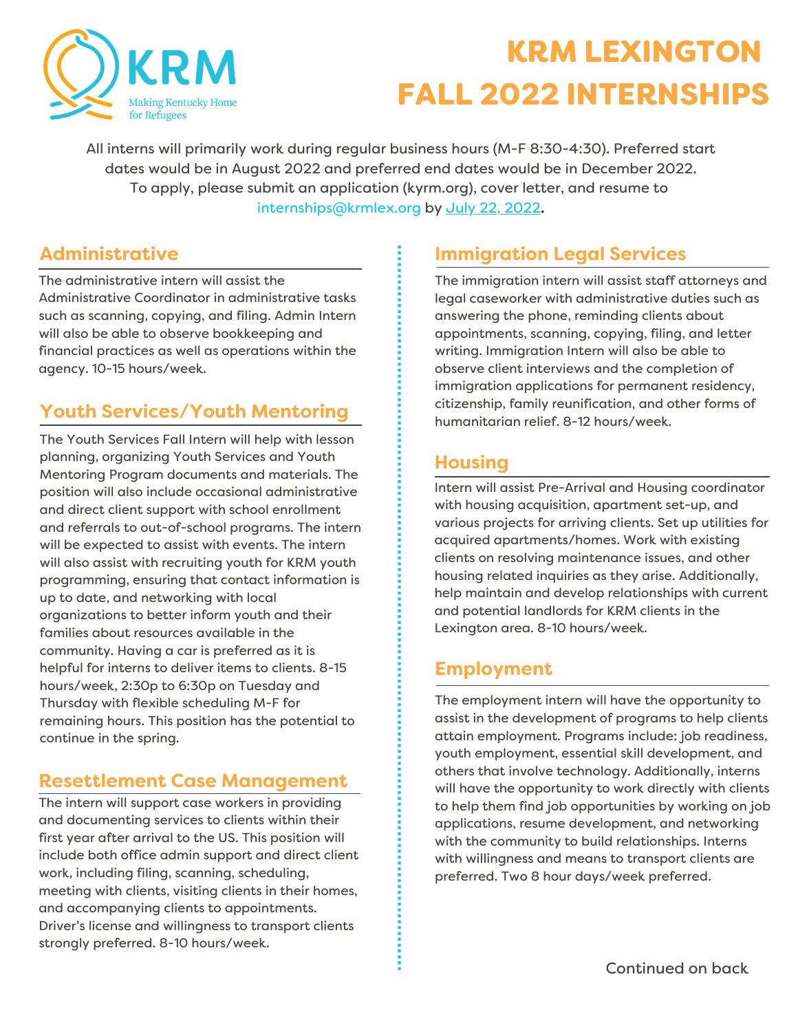KRM

Making Kentucky Home for Refugees

# KRM LEXINGTON FALL 2022 INTERNSHIPS

All interns will primarily work during regular business hours (M-F 8:30-4:30). Preferred start dates would be in August 2022 and preferred end dates would be in December 2022. To apply, please submit an application (kyrm.org), cover letter, and resume to internships@krmlex.org by July 22, 2022.

## Administrative

The administrative intern will assist the Administrative Coordinator in administrative tasks such as scanning, copying, and filing. Admin Intern will also be able to observe bookkeeping and financial practices as well as operations within the agency. 10-15 hours/week.

## Youth Services/Youth Mentoring

The Youth Services Fall Intern will help with lesson planning, organizing Youth Services and Youth Mentoring Program documents and materials. The position will also include occasional administrative and direct client support with school enrollment and referrals to out-of-school programs. The intern will be expected to assist with events. The intern will also assist with recruiting youth for KRM youth programming, ensuring that contact information is up to date, and networking with local organizations to better inform youth and their families about resources available in the community. Having a car is preferred as it is helpful for interns to deliver items to clients. 8-15 hours/week, 2:30p to 6:30p on Tuesday and Thursday with flexible scheduling M-F for remaining hours. This position has the potential to continue in the spring.

## Resettlement Case Management

The intern will support case workers in providing and documenting services to clients within their first year after arrival to the US. This position will include both office admin support and direct client work, including filing, scanning, scheduling, meeting with clients, visiting clients in their homes, and accompanying clients to appointments. Driver's license and willingness to transport clients strongly preferred. 8-10 hours/week.

## Immigration Legal Services

The immigration intern will assist staff attorneys and legal caseworker with administrative duties such as answering the phone, reminding clients about appointments, scanning, copying, filing, and letter writing. Immigration Intern will also be able to observe client interviews and the completion of immigration applications for permanent residency, citizenship, family reunification, and other forms of humanitarian relief. 8-12 hours/week.

## Housing

Intern will assist Pre-Arrival and Housing coordinator with housing acquisition, apartment set-up, and various projects for arriving clients. Set up utilities for acquired apartments/homes. Work with existing clients on resolving maintenance issues, and other housing related inquiries as they arise. Additionally, help maintain and develop relationships with current and potential landlords for KRM clients in the Lexington area. 8-10 hours/week.

## Employment

The employment intern will have the opportunity to assist in the development of programs to help clients attain employment. Programs include: job readiness, youth employment, essential skill development, and others that involve technology. Additionally, interns will have the opportunity to work directly with clients to help them find job opportunities by working on job applications, resume development, and networking with the community to build relationships. Interns with willingness and means to transport clients are preferred. Two 8 hour days/week preferred.

Continued on back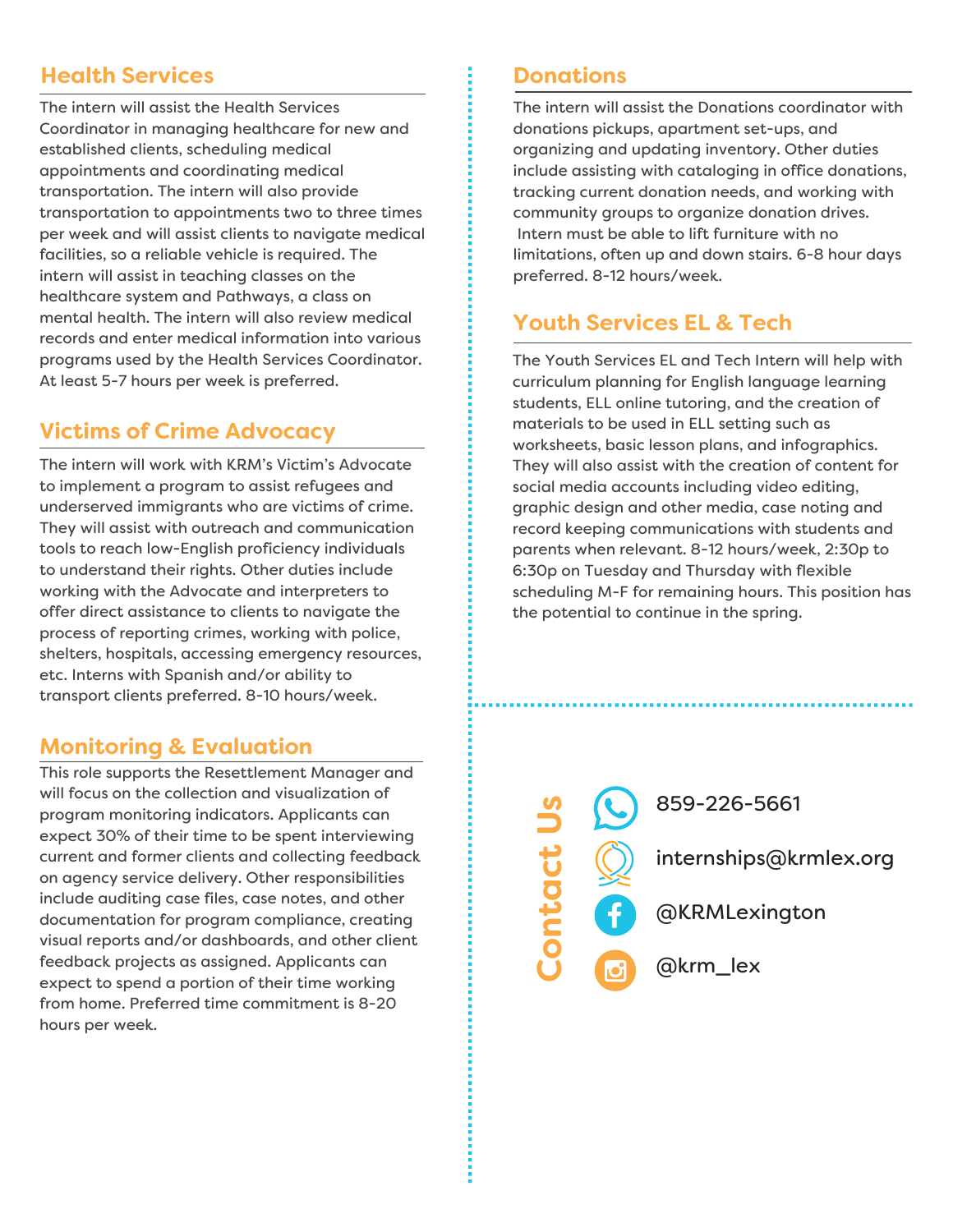## Health Services

The intern will assist the Health Services Coordinator in managing healthcare for new and established clients, scheduling medical appointments and coordinating medical transportation. The intern will also provide transportation to appointments two to three times per week and will assist clients to navigate medical facilities, so a reliable vehicle is required. The intern will assist in teaching classes on the healthcare system and Pathways, a class on mental health. The intern will also review medical records and enter medical information into various programs used by the Health Services Coordinator. At least 5-7 hours per week is preferred.

## Victims of Crime Advocacy

The intern will work with KRM's Victim's Advocate to implement a program to assist refugees and underserved immigrants who are victims of crime. They will assist with outreach and communication tools to reach low-English proficiency individuals to understand their rights. Other duties include working with the Advocate and interpreters to offer direct assistance to clients to navigate the process of reporting crimes, working with police, shelters, hospitals, accessing emergency resources, etc. Interns with Spanish and/or ability to transport clients preferred. 8-10 hours/week.

## Monitoring & Evaluation

This role supports the Resettlement Manager and will focus on the collection and visualization of program monitoring indicators. Applicants can expect 30% of their time to be spent interviewing current and former clients and collecting feedback on agency service delivery. Other responsibilities include auditing case files, case notes, and other documentation for program compliance, creating visual reports and/or dashboards, and other client feedback projects as assigned. Applicants can expect to spend a portion of their time working from home. Preferred time commitment is 8-20 hours per week.

## Donations

The intern will assist the Donations coordinator with donations pickups, apartment set-ups, and organizing and updating inventory. Other duties include assisting with cataloging in office donations, tracking current donation needs, and working with community groups to organize donation drives. Intern must be able to lift furniture with no limitations, often up and down stairs. 6-8 hour days preferred. 8-12 hours/week.

## Youth Services EL & Tech

The Youth Services EL and Tech Intern will help with curriculum planning for English language learning students, ELL online tutoring, and the creation of materials to be used in ELL setting such as worksheets, basic lesson plans, and infographics. They will also assist with the creation of content for social media accounts including video editing, graphic design and other media, case noting and record keeping communications with students and parents when relevant. 8-12 hours/week, 2:30p to 6:30p on Tuesday and Thursday with flexible scheduling M-F for remaining hours. This position has the potential to continue in the spring.

## Contact Us

859-226-5661

internships@krmlex.org

@KRMLexington

@krm_lex